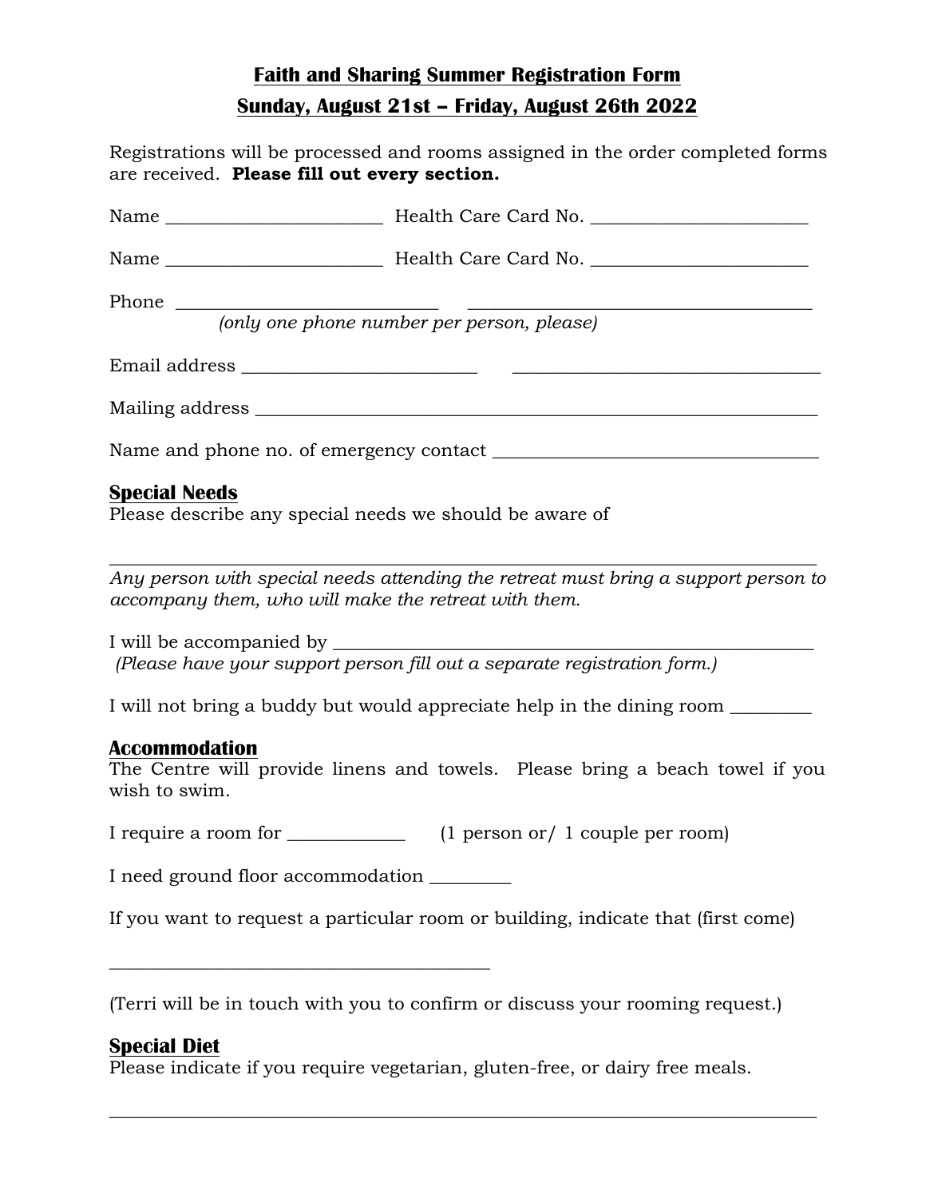# **Faith and Sharing Summer Registration Form**

## **Sunday, August 21st – Friday, August 26th 2022**

Registrations will be processed and rooms assigned in the order completed forms are received. **Please fill out every section.**

Name ________________________ Health Care Card No. ________________________

Name ________________________ Health Care Card No. ________________________

Phone ____________________________ ______________________________________

*(only one phone number per person, please)*

Email address __________________________ __________________________________

Mailing address _____________________________________________________________

Name and phone no. of emergency contact ___________________________________

### **Special Needs**

Please describe any special needs we should be aware of

______________________________________________________________________________

*Any person with special needs attending the retreat must bring a support person to accompany them, who will make the retreat with them.*

I will be accompanied by _____________________________________________________

*(Please have your support person fill out a separate registration form.)*

I will not bring a buddy but would appreciate help in the dining room _________

### **Accommodation**

The Centre will provide linens and towels. Please bring a beach towel if you wish to swim.

I require a room for _____________ (1 person or/ 1 couple per room)

I need ground floor accommodation _________

If you want to request a particular room or building, indicate that (first come)

__________________________________________

(Terri will be in touch with you to confirm or discuss your rooming request.)

### **Special Diet**

Please indicate if you require vegetarian, gluten-free, or dairy free meals.

______________________________________________________________________________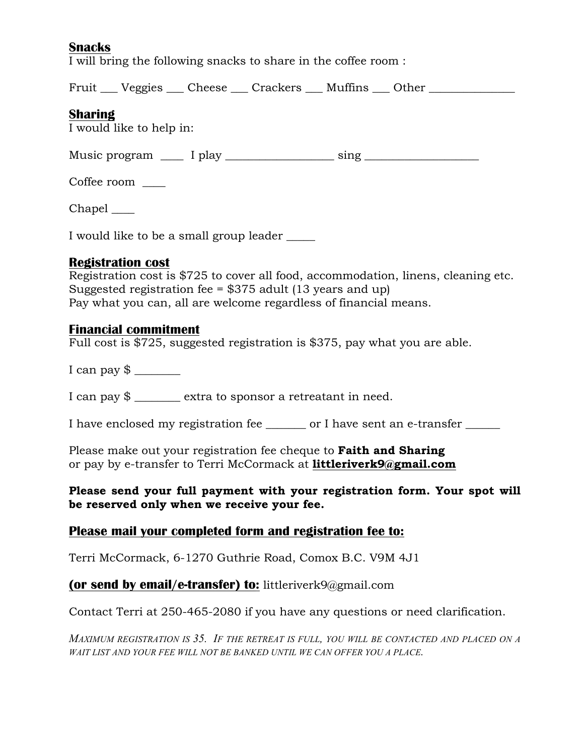**Snacks**

I will bring the following snacks to share in the coffee room :

Fruit ___ Veggies ___ Cheese ___ Crackers ___ Muffins ___ Other ______________

**Sharing**

I would like to help in:

Music program ____ I play __________________ sing ___________________

Coffee room ____

Chapel ____

I would like to be a small group leader _____

**Registration cost**

Registration cost is $725 to cover all food, accommodation, linens, cleaning etc.
Suggested registration fee = $375 adult (13 years and up)
Pay what you can, all are welcome regardless of financial means.

**Financial commitment**

Full cost is $725, suggested registration is $375, pay what you are able.

I can pay $ ________

I can pay $ ________ extra to sponsor a retreatant in need.

I have enclosed my registration fee _______ or I have sent an e-transfer ______

Please make out your registration fee cheque to **Faith and Sharing**
or pay by e-transfer to Terri McCormack at **littleriverk9@gmail.com**

**Please send your full payment with your registration form. Your spot will be reserved only when we receive your fee.**

**Please mail your completed form and registration fee to:**

Terri McCormack, 6-1270 Guthrie Road, Comox B.C. V9M 4J1

**(or send by email/e-transfer) to:** littleriverk9@gmail.com

Contact Terri at 250-465-2080 if you have any questions or need clarification.

*Maximum registration is 35. If the retreat is full, you will be contacted and placed on a wait list and your fee will not be banked until we can offer you a place.*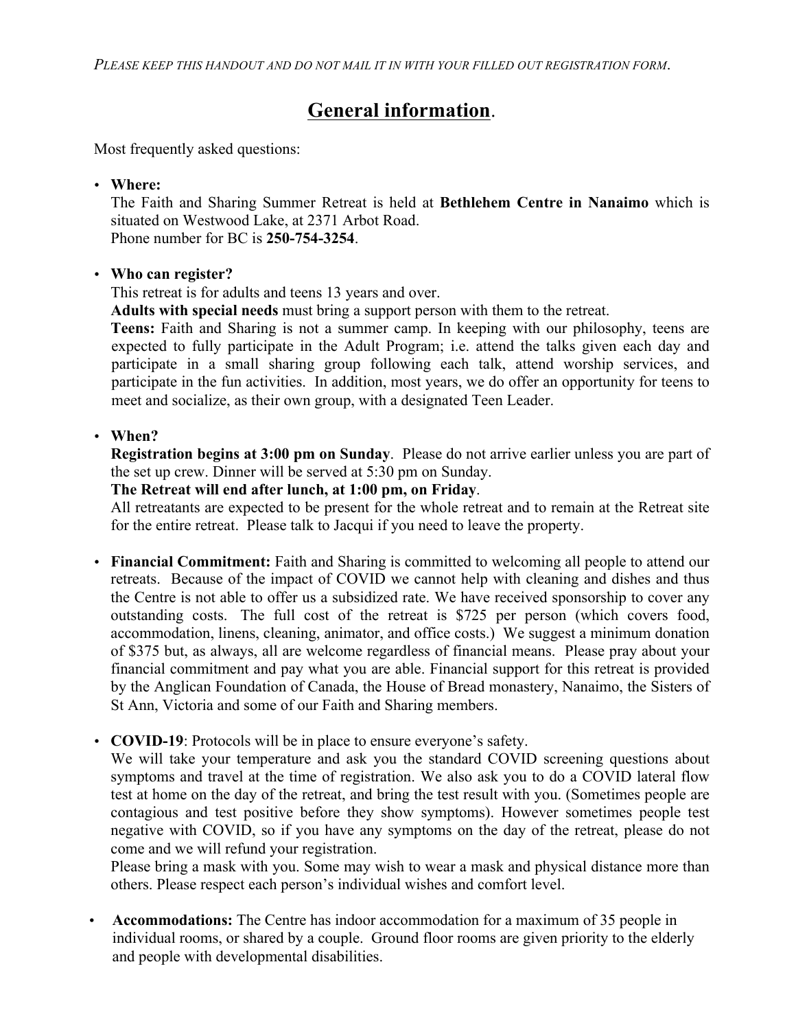*PLEASE KEEP THIS HANDOUT AND DO NOT MAIL IT IN WITH YOUR FILLED OUT REGISTRATION FORM.*

# General information.

Most frequently asked questions:

- **Where:**
  The Faith and Sharing Summer Retreat is held at **Bethlehem Centre in Nanaimo** which is situated on Westwood Lake, at 2371 Arbot Road.
  Phone number for BC is **250-754-3254**.

- **Who can register?**
  This retreat is for adults and teens 13 years and over.
  **Adults with special needs** must bring a support person with them to the retreat.
  **Teens:** Faith and Sharing is not a summer camp. In keeping with our philosophy, teens are expected to fully participate in the Adult Program; i.e. attend the talks given each day and participate in a small sharing group following each talk, attend worship services, and participate in the fun activities. In addition, most years, we do offer an opportunity for teens to meet and socialize, as their own group, with a designated Teen Leader.

- **When?**
  **Registration begins at 3:00 pm on Sunday**. Please do not arrive earlier unless you are part of the set up crew. Dinner will be served at 5:30 pm on Sunday.
  **The Retreat will end after lunch, at 1:00 pm, on Friday**.
  All retreatants are expected to be present for the whole retreat and to remain at the Retreat site for the entire retreat. Please talk to Jacqui if you need to leave the property.

- **Financial Commitment:** Faith and Sharing is committed to welcoming all people to attend our retreats. Because of the impact of COVID we cannot help with cleaning and dishes and thus the Centre is not able to offer us a subsidized rate. We have received sponsorship to cover any outstanding costs. The full cost of the retreat is $725 per person (which covers food, accommodation, linens, cleaning, animator, and office costs.) We suggest a minimum donation of $375 but, as always, all are welcome regardless of financial means. Please pray about your financial commitment and pay what you are able. Financial support for this retreat is provided by the Anglican Foundation of Canada, the House of Bread monastery, Nanaimo, the Sisters of St Ann, Victoria and some of our Faith and Sharing members.

- **COVID-19**: Protocols will be in place to ensure everyone's safety.
  We will take your temperature and ask you the standard COVID screening questions about symptoms and travel at the time of registration. We also ask you to do a COVID lateral flow test at home on the day of the retreat, and bring the test result with you. (Sometimes people are contagious and test positive before they show symptoms). However sometimes people test negative with COVID, so if you have any symptoms on the day of the retreat, please do not come and we will refund your registration.
  Please bring a mask with you. Some may wish to wear a mask and physical distance more than others. Please respect each person's individual wishes and comfort level.

- **Accommodations:** The Centre has indoor accommodation for a maximum of 35 people in individual rooms, or shared by a couple. Ground floor rooms are given priority to the elderly and people with developmental disabilities.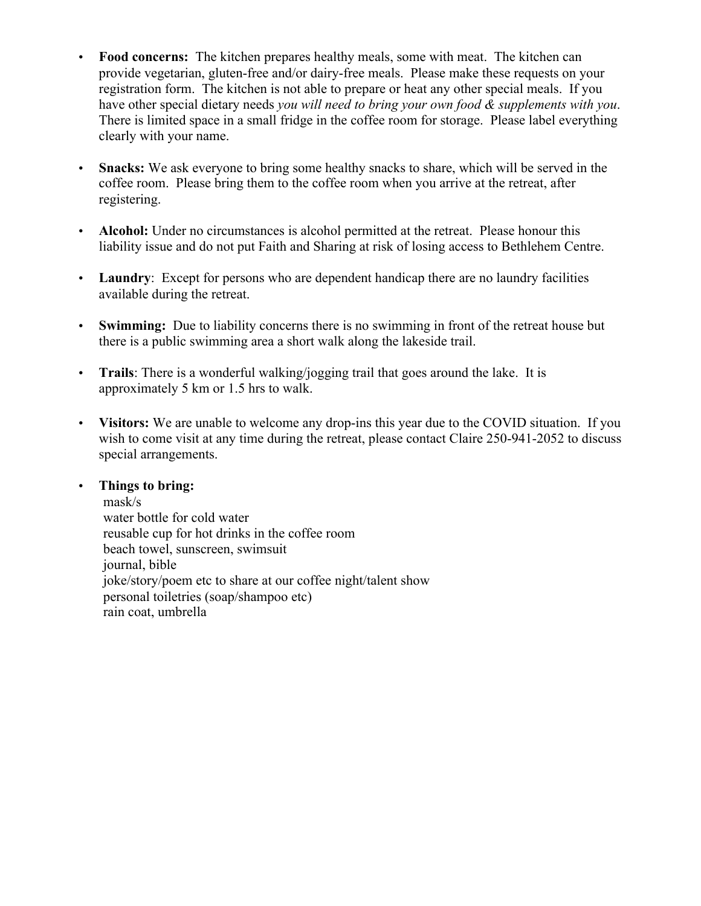- **Food concerns:** The kitchen prepares healthy meals, some with meat. The kitchen can provide vegetarian, gluten-free and/or dairy-free meals. Please make these requests on your registration form. The kitchen is not able to prepare or heat any other special meals. If you have other special dietary needs *you will need to bring your own food & supplements with you*. There is limited space in a small fridge in the coffee room for storage. Please label everything clearly with your name.

- **Snacks:** We ask everyone to bring some healthy snacks to share, which will be served in the coffee room. Please bring them to the coffee room when you arrive at the retreat, after registering.

- **Alcohol:** Under no circumstances is alcohol permitted at the retreat. Please honour this liability issue and do not put Faith and Sharing at risk of losing access to Bethlehem Centre.

- **Laundry**: Except for persons who are dependent handicap there are no laundry facilities available during the retreat.

- **Swimming:** Due to liability concerns there is no swimming in front of the retreat house but there is a public swimming area a short walk along the lakeside trail.

- **Trails**: There is a wonderful walking/jogging trail that goes around the lake. It is approximately 5 km or 1.5 hrs to walk.

- **Visitors:** We are unable to welcome any drop-ins this year due to the COVID situation. If you wish to come visit at any time during the retreat, please contact Claire 250-941-2052 to discuss special arrangements.

- **Things to bring:**
  mask/s
  water bottle for cold water
  reusable cup for hot drinks in the coffee room
  beach towel, sunscreen, swimsuit
  journal, bible
  joke/story/poem etc to share at our coffee night/talent show
  personal toiletries (soap/shampoo etc)
  rain coat, umbrella